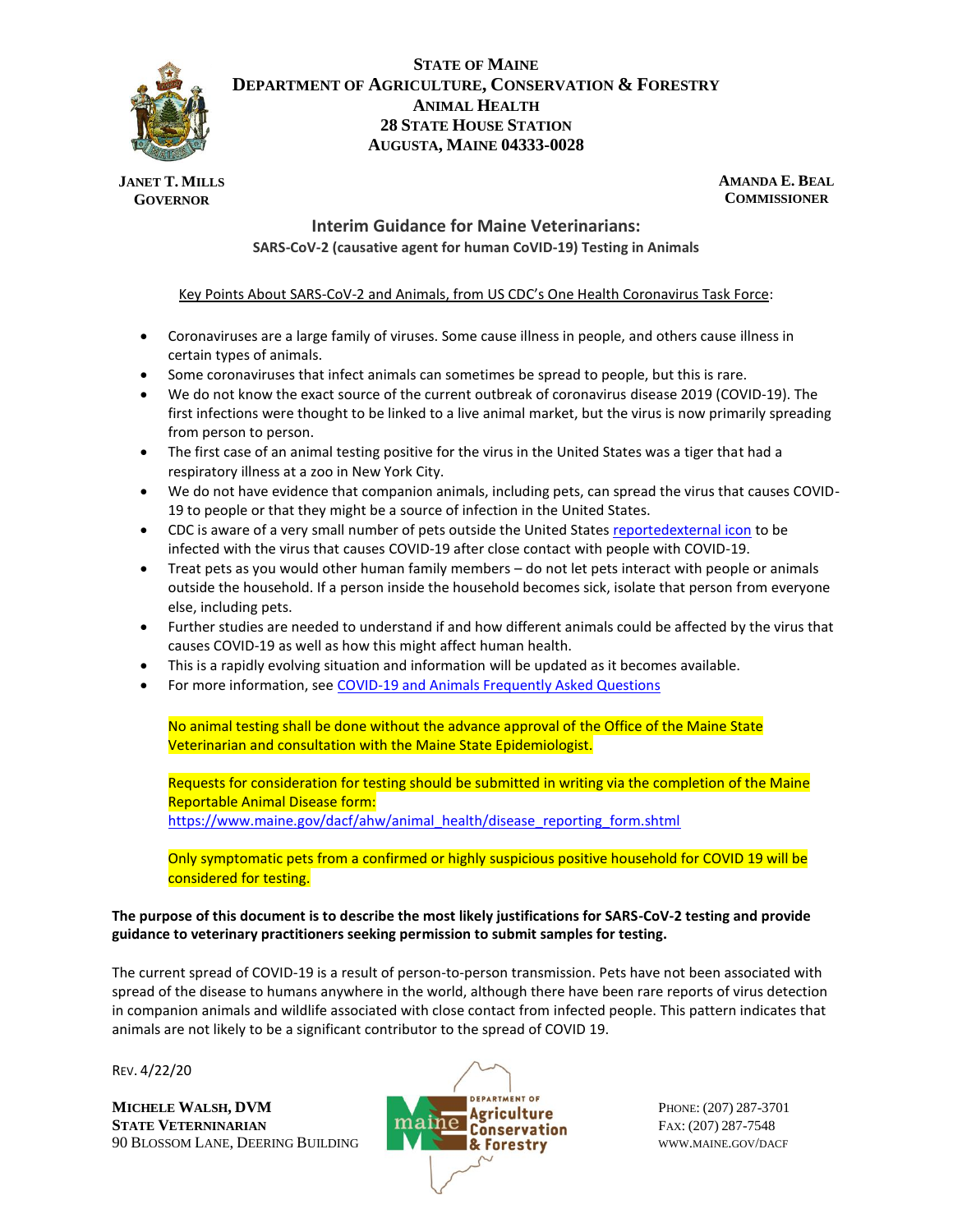**STATE OF MAINE**
**DEPARTMENT OF AGRICULTURE, CONSERVATION & FORESTRY**
**ANIMAL HEALTH**
**28 STATE HOUSE STATION**
**AUGUSTA, MAINE 04333-0028**

**JANET T. MILLS**
**GOVERNOR**

**AMANDA E. BEAL**
**COMMISSIONER**

## Interim Guidance for Maine Veterinarians:

**SARS-CoV-2 (causative agent for human CoVID-19) Testing in Animals**

Key Points About SARS-CoV-2 and Animals, from US CDC's One Health Coronavirus Task Force:

- Coronaviruses are a large family of viruses. Some cause illness in people, and others cause illness in certain types of animals.
- Some coronaviruses that infect animals can sometimes be spread to people, but this is rare.
- We do not know the exact source of the current outbreak of coronavirus disease 2019 (COVID-19). The first infections were thought to be linked to a live animal market, but the virus is now primarily spreading from person to person.
- The first case of an animal testing positive for the virus in the United States was a tiger that had a respiratory illness at a zoo in New York City.
- We do not have evidence that companion animals, including pets, can spread the virus that causes COVID-19 to people or that they might be a source of infection in the United States.
- CDC is aware of a very small number of pets outside the United States reportedexternal icon to be infected with the virus that causes COVID-19 after close contact with people with COVID-19.
- Treat pets as you would other human family members – do not let pets interact with people or animals outside the household. If a person inside the household becomes sick, isolate that person from everyone else, including pets.
- Further studies are needed to understand if and how different animals could be affected by the virus that causes COVID-19 as well as how this might affect human health.
- This is a rapidly evolving situation and information will be updated as it becomes available.
- For more information, see COVID-19 and Animals Frequently Asked Questions

No animal testing shall be done without the advance approval of the Office of the Maine State Veterinarian and consultation with the Maine State Epidemiologist.

Requests for consideration for testing should be submitted in writing via the completion of the Maine Reportable Animal Disease form:
https://www.maine.gov/dacf/ahw/animal_health/disease_reporting_form.shtml

Only symptomatic pets from a confirmed or highly suspicious positive household for COVID 19 will be considered for testing.

**The purpose of this document is to describe the most likely justifications for SARS-CoV-2 testing and provide guidance to veterinary practitioners seeking permission to submit samples for testing.**

The current spread of COVID-19 is a result of person-to-person transmission. Pets have not been associated with spread of the disease to humans anywhere in the world, although there have been rare reports of virus detection in companion animals and wildlife associated with close contact from infected people. This pattern indicates that animals are not likely to be a significant contributor to the spread of COVID 19.

REV. 4/22/20

**MICHELE WALSH, DVM**
**STATE VETERINNARIAN**
90 BLOSSOM LANE, DEERING BUILDING

PHONE: (207) 287-3701
FAX: (207) 287-7548
WWW.MAINE.GOV/DACF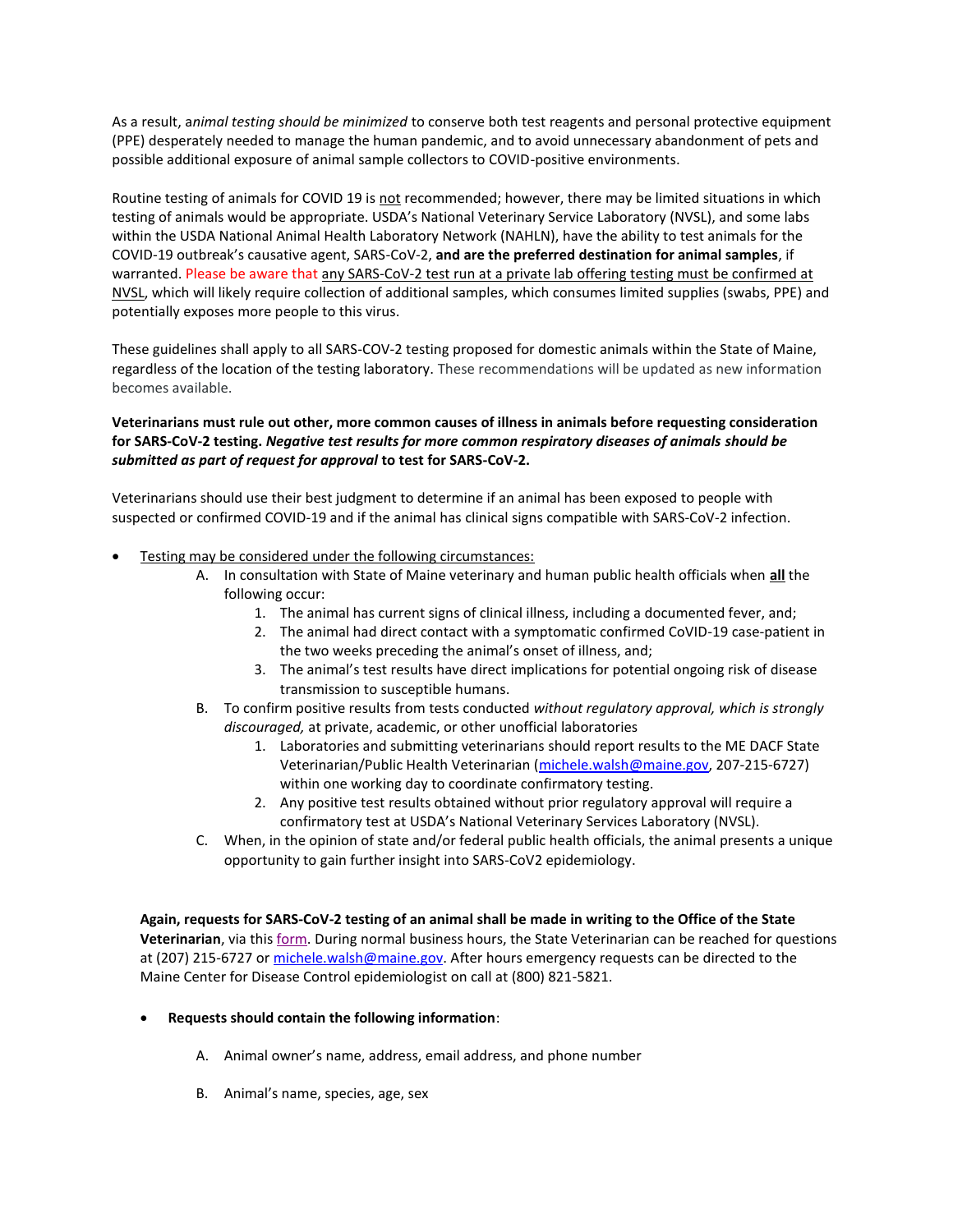As a result, a*nimal testing should be minimized* to conserve both test reagents and personal protective equipment (PPE) desperately needed to manage the human pandemic, and to avoid unnecessary abandonment of pets and possible additional exposure of animal sample collectors to COVID-positive environments.

Routine testing of animals for COVID 19 is not recommended; however, there may be limited situations in which testing of animals would be appropriate. USDA's National Veterinary Service Laboratory (NVSL), and some labs within the USDA National Animal Health Laboratory Network (NAHLN), have the ability to test animals for the COVID-19 outbreak's causative agent, SARS-CoV-2, **and are the preferred destination for animal samples**, if warranted. Please be aware that any SARS-CoV-2 test run at a private lab offering testing must be confirmed at NVSL, which will likely require collection of additional samples, which consumes limited supplies (swabs, PPE) and potentially exposes more people to this virus.

These guidelines shall apply to all SARS-COV-2 testing proposed for domestic animals within the State of Maine, regardless of the location of the testing laboratory. These recommendations will be updated as new information becomes available.

**Veterinarians must rule out other, more common causes of illness in animals before requesting consideration for SARS-CoV-2 testing.** ***Negative test results for more common respiratory diseases of animals should be submitted as part of request for approval*** **to test for SARS-CoV-2.**

Veterinarians should use their best judgment to determine if an animal has been exposed to people with suspected or confirmed COVID-19 and if the animal has clinical signs compatible with SARS-CoV-2 infection.

- Testing may be considered under the following circumstances:
  - A. In consultation with State of Maine veterinary and human public health officials when **all** the following occur:
    1. The animal has current signs of clinical illness, including a documented fever, and;
    2. The animal had direct contact with a symptomatic confirmed CoVID-19 case-patient in the two weeks preceding the animal's onset of illness, and;
    3. The animal's test results have direct implications for potential ongoing risk of disease transmission to susceptible humans.
  - B. To confirm positive results from tests conducted *without regulatory approval, which is strongly discouraged,* at private, academic, or other unofficial laboratories
    1. Laboratories and submitting veterinarians should report results to the ME DACF State Veterinarian/Public Health Veterinarian (michele.walsh@maine.gov, 207-215-6727) within one working day to coordinate confirmatory testing.
    2. Any positive test results obtained without prior regulatory approval will require a confirmatory test at USDA's National Veterinary Services Laboratory (NVSL).
  - C. When, in the opinion of state and/or federal public health officials, the animal presents a unique opportunity to gain further insight into SARS-CoV2 epidemiology.

**Again, requests for SARS-CoV-2 testing of an animal shall be made in writing to the Office of the State Veterinarian**, via this form. During normal business hours, the State Veterinarian can be reached for questions at (207) 215-6727 or michele.walsh@maine.gov. After hours emergency requests can be directed to the Maine Center for Disease Control epidemiologist on call at (800) 821-5821.

- **Requests should contain the following information**:
  - A. Animal owner's name, address, email address, and phone number
  - B. Animal's name, species, age, sex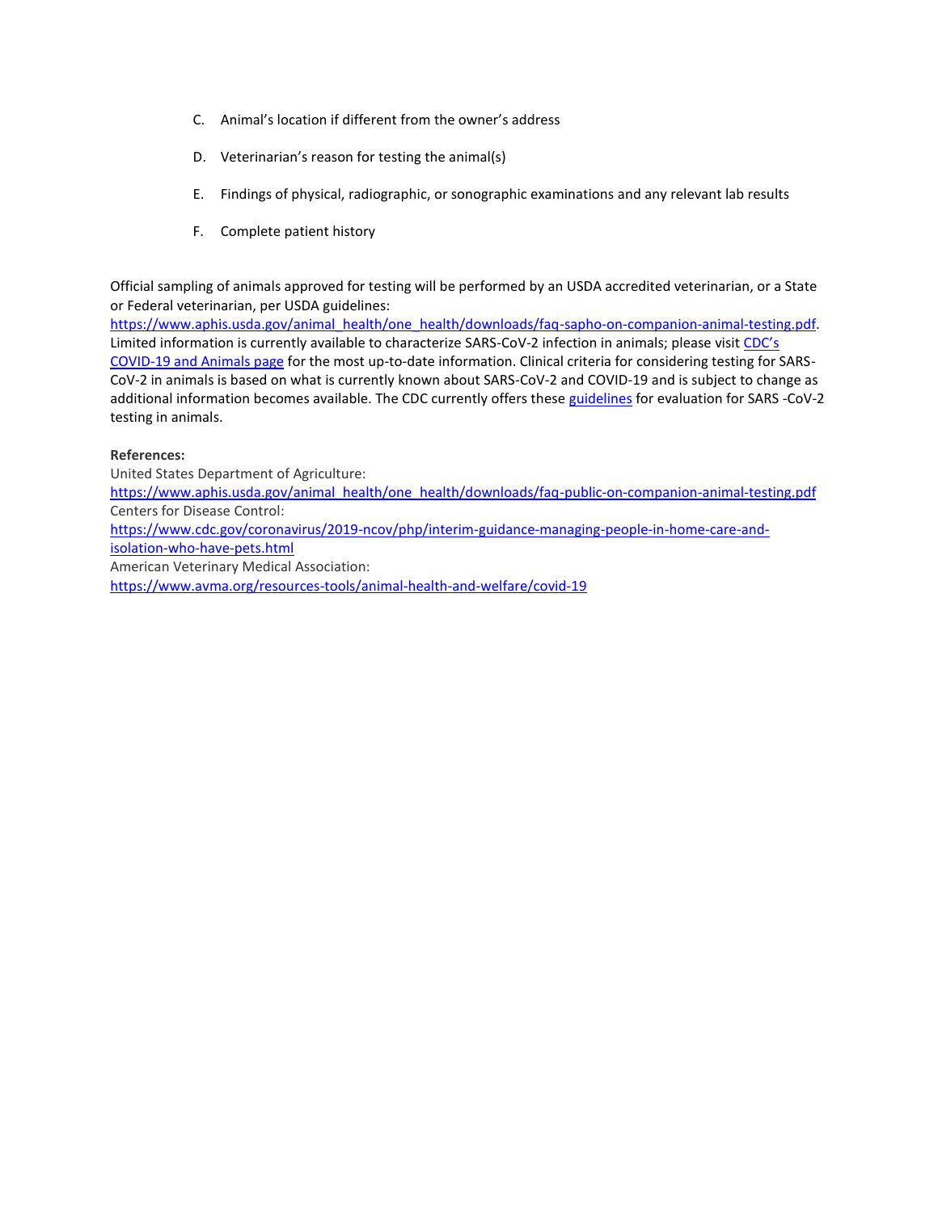C. Animal's location if different from the owner's address

D. Veterinarian's reason for testing the animal(s)

E. Findings of physical, radiographic, or sonographic examinations and any relevant lab results

F. Complete patient history

Official sampling of animals approved for testing will be performed by an USDA accredited veterinarian, or a State or Federal veterinarian, per USDA guidelines: https://www.aphis.usda.gov/animal_health/one_health/downloads/faq-sapho-on-companion-animal-testing.pdf. Limited information is currently available to characterize SARS-CoV-2 infection in animals; please visit CDC's COVID-19 and Animals page for the most up-to-date information. Clinical criteria for considering testing for SARS-CoV-2 in animals is based on what is currently known about SARS-CoV-2 and COVID-19 and is subject to change as additional information becomes available. The CDC currently offers these guidelines for evaluation for SARS -CoV-2 testing in animals.

**References:**
United States Department of Agriculture:
https://www.aphis.usda.gov/animal_health/one_health/downloads/faq-public-on-companion-animal-testing.pdf
Centers for Disease Control:
https://www.cdc.gov/coronavirus/2019-ncov/php/interim-guidance-managing-people-in-home-care-and-isolation-who-have-pets.html
American Veterinary Medical Association:
https://www.avma.org/resources-tools/animal-health-and-welfare/covid-19